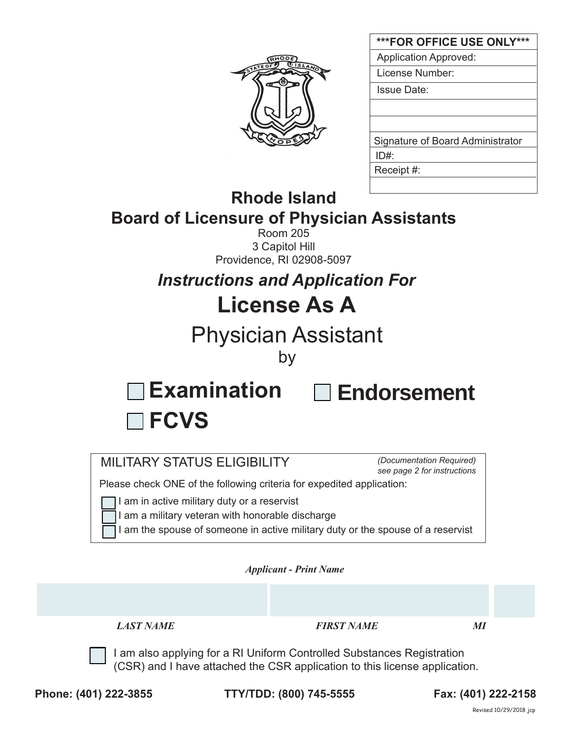| ***FOR OFFICE USE ONLY*** |
| --- |
| Application Approved: |
| License Number: |
| Issue Date: |
| |
| |
| Signature of Board Administrator |
| ID#: |
| Receipt #: |
| |

# Rhode Island
# Board of Licensure of Physician Assistants

Room 205
3 Capitol Hill
Providence, RI 02908-5097

### *Instructions and Application For*

# License As A
# Physician Assistant
by

☐ **Examination** ☐ **Endorsement**
☐ **FCVS**

MILITARY STATUS ELIGIBILITY *(Documentation Required) see page 2 for instructions*

Please check ONE of the following criteria for expedited application:

☐ I am in active military duty or a reservist
☐ I am a military veteran with honorable discharge
☐ I am the spouse of someone in active military duty or the spouse of a reservist

***Applicant - Print Name***

| | | |
| --- | --- | --- |
| ***LAST NAME*** | ***FIRST NAME*** | ***MI*** |

☐ I am also applying for a RI Uniform Controlled Substances Registration (CSR) and I have attached the CSR application to this license application.

**Phone: (401) 222-3855** **TTY/TDD: (800) 745-5555** **Fax: (401) 222-2158**

Revised 10/29/2018 jcp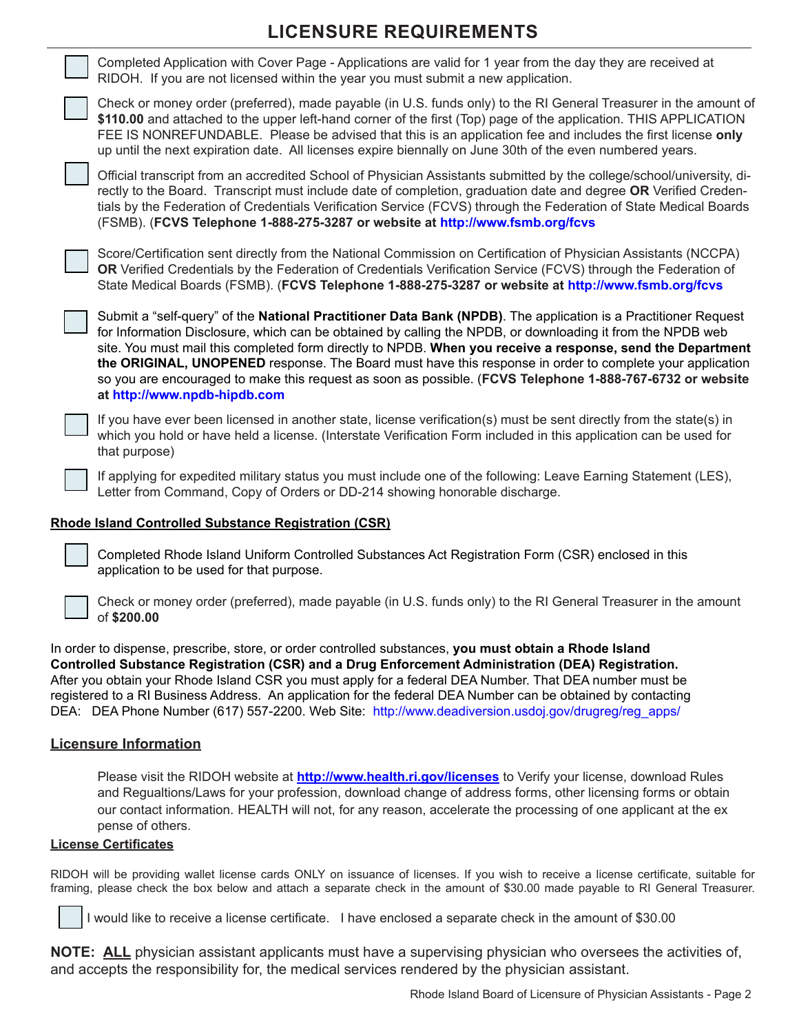# LICENSURE REQUIREMENTS

- ☐ Completed Application with Cover Page - Applications are valid for 1 year from the day they are received at RIDOH. If you are not licensed within the year you must submit a new application.
- ☐ Check or money order (preferred), made payable (in U.S. funds only) to the RI General Treasurer in the amount of **$110.00** and attached to the upper left-hand corner of the first (Top) page of the application. THIS APPLICATION FEE IS NONREFUNDABLE. Please be advised that this is an application fee and includes the first license **only** up until the next expiration date. All licenses expire biennally on June 30th of the even numbered years.
- ☐ Official transcript from an accredited School of Physician Assistants submitted by the college/school/university, directly to the Board. Transcript must include date of completion, graduation date and degree **OR** Verified Credentials by the Federation of Credentials Verification Service (FCVS) through the Federation of State Medical Boards (FSMB). (**FCVS Telephone 1-888-275-3287 or website at http://www.fsmb.org/fcvs**
- ☐ Score/Certification sent directly from the National Commission on Certification of Physician Assistants (NCCPA) **OR** Verified Credentials by the Federation of Credentials Verification Service (FCVS) through the Federation of State Medical Boards (FSMB). (**FCVS Telephone 1-888-275-3287 or website at http://www.fsmb.org/fcvs**
- ☐ Submit a "self-query" of the **National Practitioner Data Bank (NPDB)**. The application is a Practitioner Request for Information Disclosure, which can be obtained by calling the NPDB, or downloading it from the NPDB web site. You must mail this completed form directly to NPDB. **When you receive a response, send the Department the ORIGINAL, UNOPENED** response. The Board must have this response in order to complete your application so you are encouraged to make this request as soon as possible. (**FCVS Telephone 1-888-767-6732 or website at http://www.npdb-hipdb.com**
- ☐ If you have ever been licensed in another state, license verification(s) must be sent directly from the state(s) in which you hold or have held a license. (Interstate Verification Form included in this application can be used for that purpose)
- ☐ If applying for expedited military status you must include one of the following: Leave Earning Statement (LES), Letter from Command, Copy of Orders or DD-214 showing honorable discharge.

## Rhode Island Controlled Substance Registration (CSR)

- ☐ Completed Rhode Island Uniform Controlled Substances Act Registration Form (CSR) enclosed in this application to be used for that purpose.
- ☐ Check or money order (preferred), made payable (in U.S. funds only) to the RI General Treasurer in the amount of **$200.00**

In order to dispense, prescribe, store, or order controlled substances, **you must obtain a Rhode Island Controlled Substance Registration (CSR) and a Drug Enforcement Administration (DEA) Registration.** After you obtain your Rhode Island CSR you must apply for a federal DEA Number. That DEA number must be registered to a RI Business Address. An application for the federal DEA Number can be obtained by contacting DEA: DEA Phone Number (617) 557-2200. Web Site: http://www.deadiversion.usdoj.gov/drugreg/reg_apps/

## Licensure Information

Please visit the RIDOH website at **http://www.health.ri.gov/licenses** to Verify your license, download Rules and Regualtions/Laws for your profession, download change of address forms, other licensing forms or obtain our contact information. HEALTH will not, for any reason, accelerate the processing of one applicant at the ex pense of others.

## License Certificates

RIDOH will be providing wallet license cards ONLY on issuance of licenses. If you wish to receive a license certificate, suitable for framing, please check the box below and attach a separate check in the amount of $30.00 made payable to RI General Treasurer.

☐ I would like to receive a license certificate. I have enclosed a separate check in the amount of $30.00

**NOTE: ALL** physician assistant applicants must have a supervising physician who oversees the activities of, and accepts the responsibility for, the medical services rendered by the physician assistant.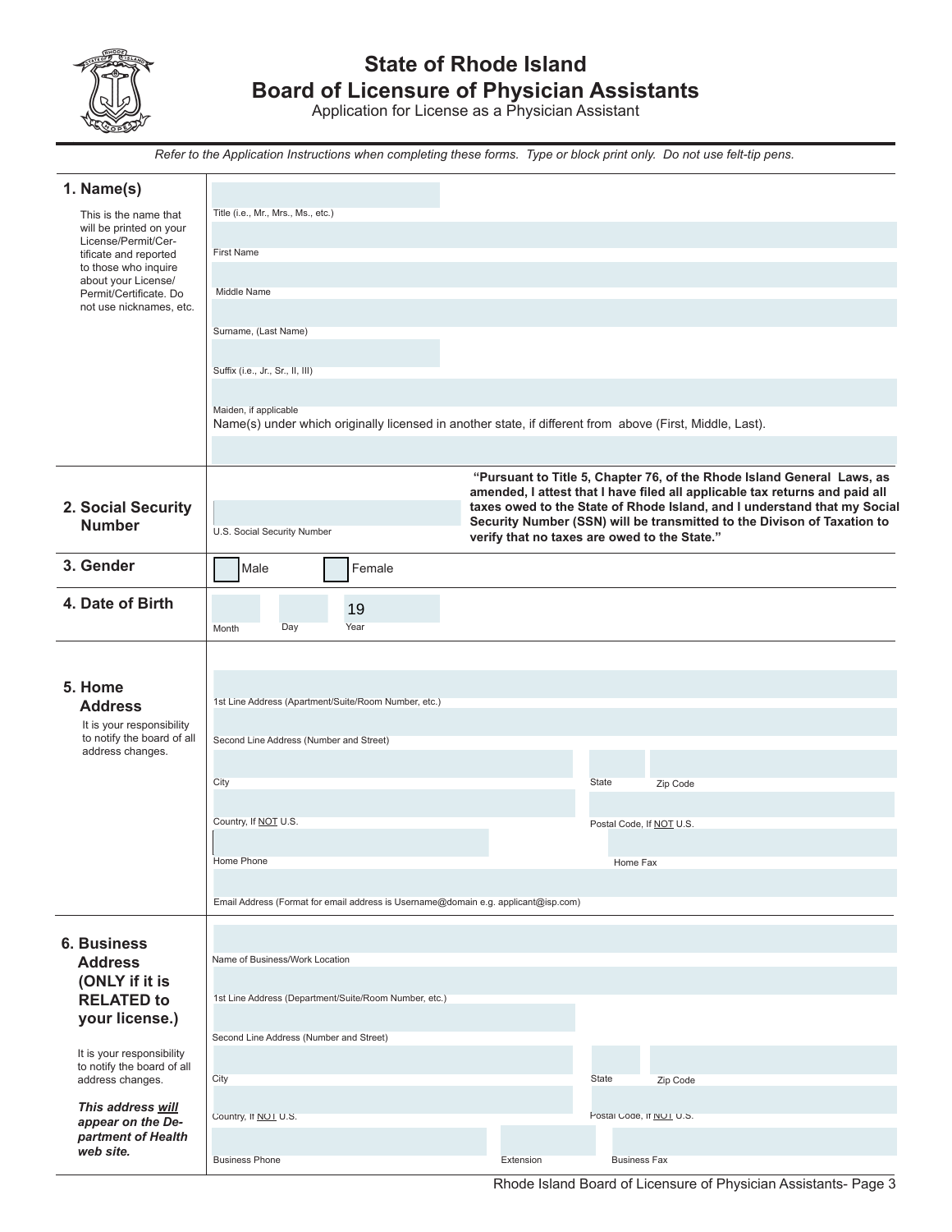# State of Rhode Island
# Board of Licensure of Physician Assistants

Application for License as a Physician Assistant

*Refer to the Application Instructions when completing these forms. Type or block print only. Do not use felt-tip pens.*

## 1. Name(s)

This is the name that will be printed on your License/Permit/Certificate and reported to those who inquire about your License/Permit/Certificate. Do not use nicknames, etc.

Title (i.e., Mr., Mrs., Ms., etc.)

First Name

Middle Name

Surname, (Last Name)

Suffix (i.e., Jr., Sr., II, III)

Maiden, if applicable

Name(s) under which originally licensed in another state, if different from above (First, Middle, Last).

## 2. Social Security Number

U.S. Social Security Number

**"Pursuant to Title 5, Chapter 76, of the Rhode Island General Laws, as amended, I attest that I have filed all applicable tax returns and paid all taxes owed to the State of Rhode Island, and I understand that my Social Security Number (SSN) will be transmitted to the Divison of Taxation to verify that no taxes are owed to the State."**

## 3. Gender

☐ Male ☐ Female

## 4. Date of Birth

Month Day Year 19

## 5. Home Address

It is your responsibility to notify the board of all address changes.

1st Line Address (Apartment/Suite/Room Number, etc.)

Second Line Address (Number and Street)

City State Zip Code

Country, If NOT U.S. Postal Code, If NOT U.S.

Home Phone Home Fax

Email Address (Format for email address is Username@domain e.g. applicant@isp.com)

## 6. Business Address (ONLY if it is RELATED to your license.)

It is your responsibility to notify the board of all address changes.

***This address will appear on the Department of Health web site.***

Name of Business/Work Location

1st Line Address (Department/Suite/Room Number, etc.)

Second Line Address (Number and Street)

City State Zip Code

Country, If NOT U.S. Postal Code, If NOT U.S.

Business Phone Extension Business Fax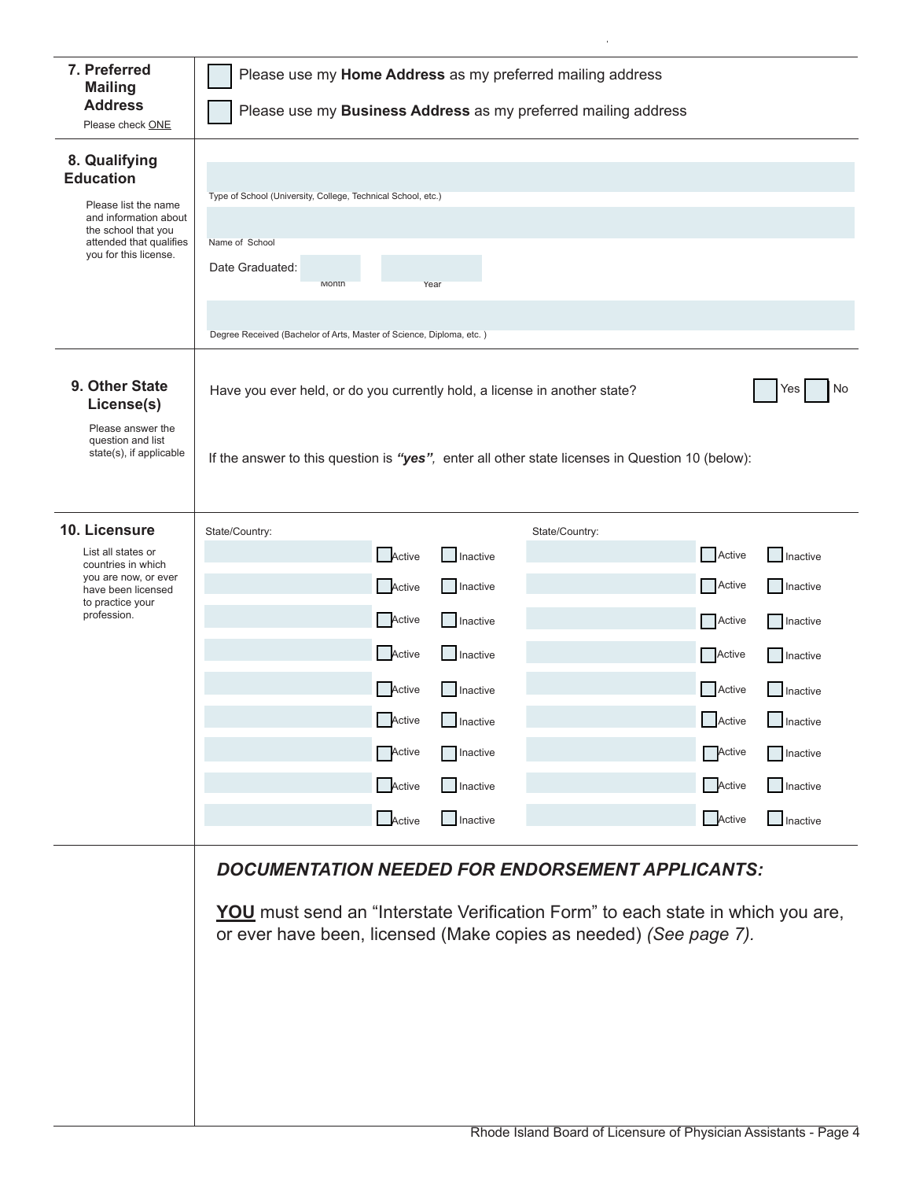## 7. Preferred Mailing Address

Please check ONE

☐ Please use my **Home Address** as my preferred mailing address

☐ Please use my **Business Address** as my preferred mailing address

## 8. Qualifying Education

Please list the name and information about the school that you attended that qualifies you for this license.

Type of School (University, College, Technical School, etc.)

Name of School

Date Graduated: Month Year

Degree Received (Bachelor of Arts, Master of Science, Diploma, etc. )

## 9. Other State License(s)

Please answer the question and list state(s), if applicable

Have you ever held, or do you currently hold, a license in another state? ☐ Yes ☐ No

If the answer to this question is ***"yes"***, enter all other state licenses in Question 10 (below):

## 10. Licensure

List all states or countries in which you are now, or ever have been licensed to practice your profession.

| State/Country: | | | State/Country: | | |
|---|---|---|---|---|---|
| | ☐ Active | ☐ Inactive | | ☐ Active | ☐ Inactive |
| | ☐ Active | ☐ Inactive | | ☐ Active | ☐ Inactive |
| | ☐ Active | ☐ Inactive | | ☐ Active | ☐ Inactive |
| | ☐ Active | ☐ Inactive | | ☐ Active | ☐ Inactive |
| | ☐ Active | ☐ Inactive | | ☐ Active | ☐ Inactive |
| | ☐ Active | ☐ Inactive | | ☐ Active | ☐ Inactive |
| | ☐ Active | ☐ Inactive | | ☐ Active | ☐ Inactive |
| | ☐ Active | ☐ Inactive | | ☐ Active | ☐ Inactive |
| | ☐ Active | ☐ Inactive | | ☐ Active | ☐ Inactive |

***DOCUMENTATION NEEDED FOR ENDORSEMENT APPLICANTS:***

**YOU** must send an "Interstate Verification Form" to each state in which you are, or ever have been, licensed (Make copies as needed) *(See page 7).*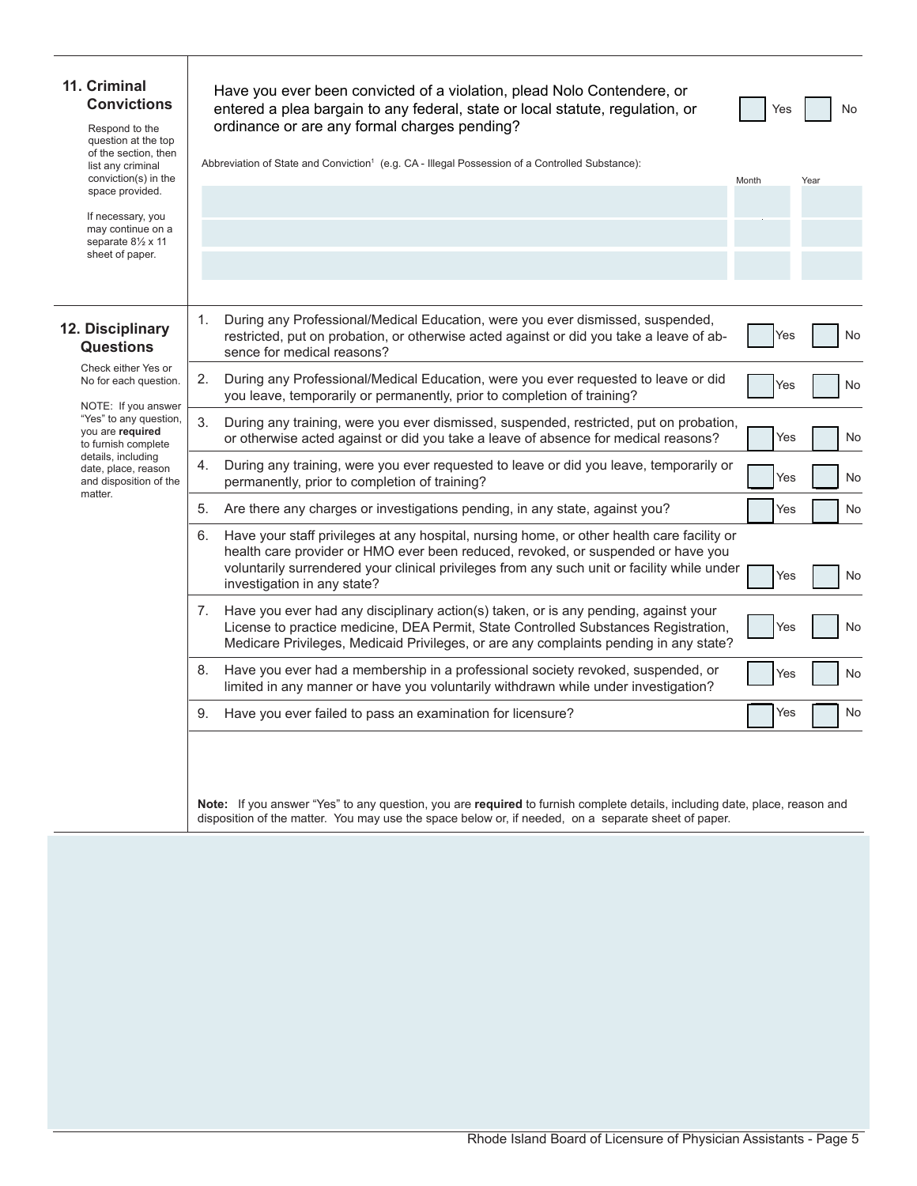## 11. Criminal Convictions

Respond to the question at the top of the section, then list any criminal conviction(s) in the space provided.

If necessary, you may continue on a separate 8½ x 11 sheet of paper.

Have you ever been convicted of a violation, plead Nolo Contendere, or entered a plea bargain to any federal, state or local statute, regulation, or ordinance or are any formal charges pending? ☐ Yes ☐ No

Abbreviation of State and Conviction[1] (e.g. CA - Illegal Possession of a Controlled Substance):

| Abbreviation of State and Conviction | Month | Year |
|---|---|---|
| | | |
| | | |
| | | |

## 12. Disciplinary Questions

Check either Yes or No for each question.

NOTE: If you answer "Yes" to any question, you are **required** to furnish complete details, including date, place, reason and disposition of the matter.

1. During any Professional/Medical Education, were you ever dismissed, suspended, restricted, put on probation, or otherwise acted against or did you take a leave of absence for medical reasons? ☐ Yes ☐ No
2. During any Professional/Medical Education, were you ever requested to leave or did you leave, temporarily or permanently, prior to completion of training? ☐ Yes ☐ No
3. During any training, were you ever dismissed, suspended, restricted, put on probation, or otherwise acted against or did you take a leave of absence for medical reasons? ☐ Yes ☐ No
4. During any training, were you ever requested to leave or did you leave, temporarily or permanently, prior to completion of training? ☐ Yes ☐ No
5. Are there any charges or investigations pending, in any state, against you? ☐ Yes ☐ No
6. Have your staff privileges at any hospital, nursing home, or other health care facility or health care provider or HMO ever been reduced, revoked, or suspended or have you voluntarily surrendered your clinical privileges from any such unit or facility while under investigation in any state? ☐ Yes ☐ No
7. Have you ever had any disciplinary action(s) taken, or is any pending, against your License to practice medicine, DEA Permit, State Controlled Substances Registration, Medicare Privileges, Medicaid Privileges, or are any complaints pending in any state? ☐ Yes ☐ No
8. Have you ever had a membership in a professional society revoked, suspended, or limited in any manner or have you voluntarily withdrawn while under investigation? ☐ Yes ☐ No
9. Have you ever failed to pass an examination for licensure? ☐ Yes ☐ No

**Note:** If you answer "Yes" to any question, you are **required** to furnish complete details, including date, place, reason and disposition of the matter. You may use the space below or, if needed, on a separate sheet of paper.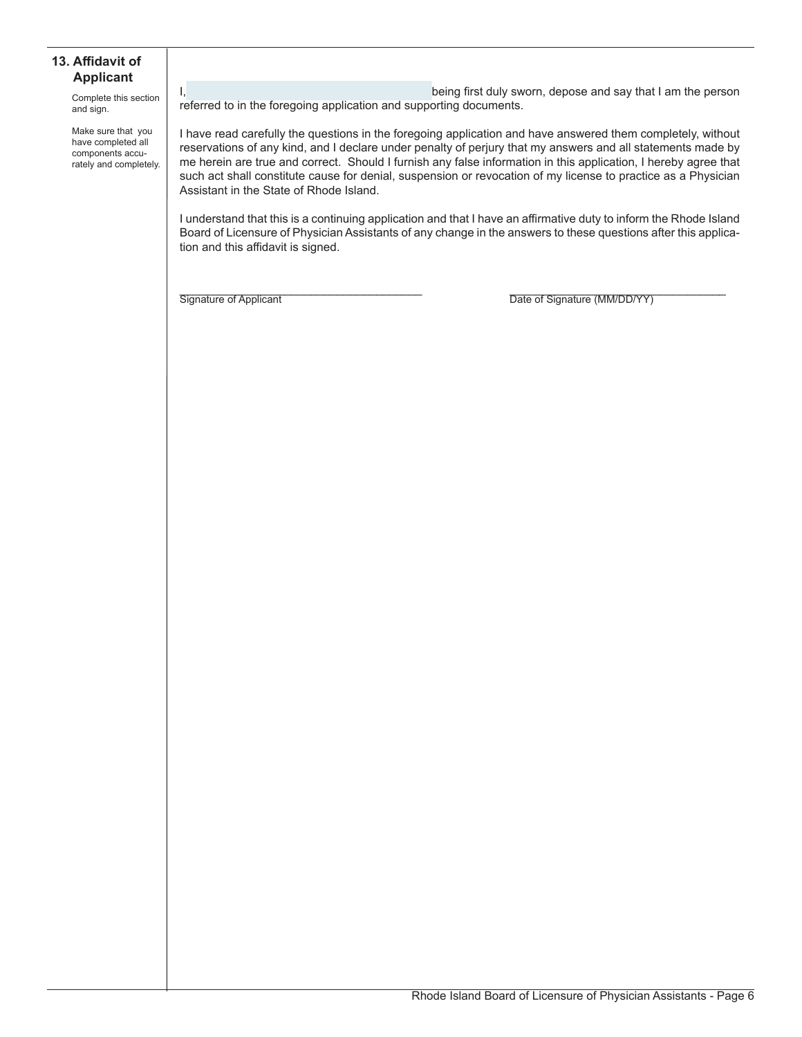## 13. Affidavit of Applicant

Complete this section and sign.

Make sure that you have completed all components accurately and completely.

I, ______________________________ being first duly sworn, depose and say that I am the person referred to in the foregoing application and supporting documents.

I have read carefully the questions in the foregoing application and have answered them completely, without reservations of any kind, and I declare under penalty of perjury that my answers and all statements made by me herein are true and correct. Should I furnish any false information in this application, I hereby agree that such act shall constitute cause for denial, suspension or revocation of my license to practice as a Physician Assistant in the State of Rhode Island.

I understand that this is a continuing application and that I have an affirmative duty to inform the Rhode Island Board of Licensure of Physician Assistants of any change in the answers to these questions after this application and this affidavit is signed.

______________________________
Signature of Applicant

______________________________
Date of Signature (MM/DD/YY)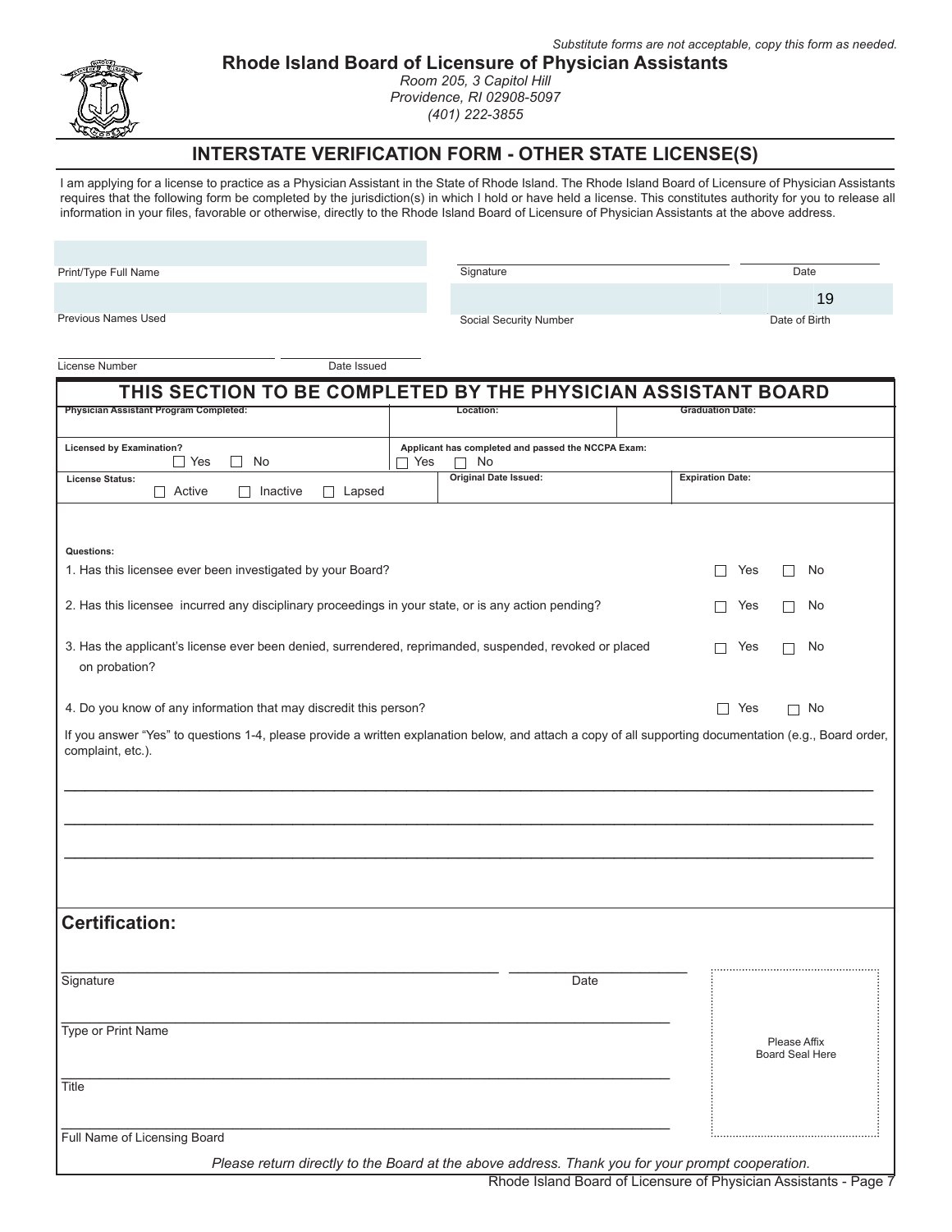*Substitute forms are not acceptable, copy this form as needed.*

## Rhode Island Board of Licensure of Physician Assistants

*Room 205, 3 Capitol Hill*
*Providence, RI 02908-5097*
*(401) 222-3855*

# INTERSTATE VERIFICATION FORM - OTHER STATE LICENSE(S)

I am applying for a license to practice as a Physician Assistant in the State of Rhode Island. The Rhode Island Board of Licensure of Physician Assistants requires that the following form be completed by the jurisdiction(s) in which I hold or have held a license. This constitutes authority for you to release all information in your files, favorable or otherwise, directly to the Rhode Island Board of Licensure of Physician Assistants at the above address.

Print/Type Full Name ______________________ Signature ______________________ Date __________

Previous Names Used ______________________ Social Security Number ______________________ Date of Birth 19____

License Number ______________________ Date Issued __________

## THIS SECTION TO BE COMPLETED BY THE PHYSICIAN ASSISTANT BOARD

| Physician Assistant Program Completed: | Location: | Graduation Date: |
|---|---|---|
| | | |

| Licensed by Examination? ☐ Yes ☐ No | Applicant has completed and passed the NCCPA Exam: ☐ Yes ☐ No | |
|---|---|---|
| **License Status:** ☐ Active ☐ Inactive ☐ Lapsed | **Original Date Issued:** | **Expiration Date:** |

**Questions:**

1. Has this licensee ever been investigated by your Board? ☐ Yes ☐ No
2. Has this licensee incurred any disciplinary proceedings in your state, or is any action pending? ☐ Yes ☐ No
3. Has the applicant's license ever been denied, surrendered, reprimanded, suspended, revoked or placed on probation? ☐ Yes ☐ No
4. Do you know of any information that may discredit this person? ☐ Yes ☐ No

If you answer "Yes" to questions 1-4, please provide a written explanation below, and attach a copy of all supporting documentation (e.g., Board order, complaint, etc.).

______________________________________________________________________________

______________________________________________________________________________

______________________________________________________________________________

## Certification:

Signature ______________________________ Date ______________

Type or Print Name ______________________________

Title ______________________________

Full Name of Licensing Board ______________________________

Please Affix Board Seal Here

*Please return directly to the Board at the above address. Thank you for your prompt cooperation.*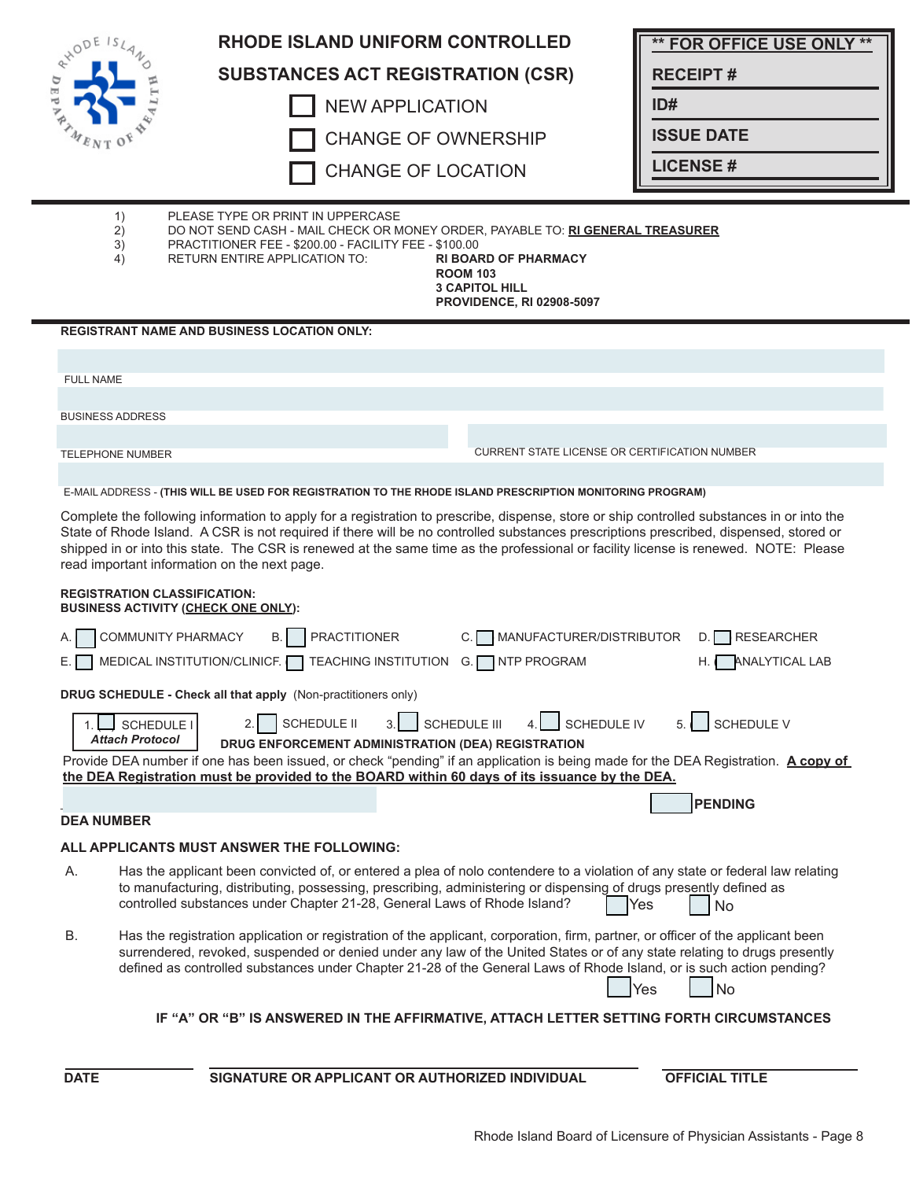# RHODE ISLAND UNIFORM CONTROLLED SUBSTANCES ACT REGISTRATION (CSR)

☐ NEW APPLICATION

☐ CHANGE OF OWNERSHIP

☐ CHANGE OF LOCATION

| ** FOR OFFICE USE ONLY ** |
|---|
| RECEIPT # |
| ID# |
| ISSUE DATE |
| LICENSE # |

1) PLEASE TYPE OR PRINT IN UPPERCASE
2) DO NOT SEND CASH - MAIL CHECK OR MONEY ORDER, PAYABLE TO: **RI GENERAL TREASURER**
3) PRACTITIONER FEE - $200.00 - FACILITY FEE - $100.00
4) RETURN ENTIRE APPLICATION TO: **RI BOARD OF PHARMACY**
   **ROOM 103**
   **3 CAPITOL HILL**
   **PROVIDENCE, RI 02908-5097**

**REGISTRANT NAME AND BUSINESS LOCATION ONLY:**

FULL NAME

BUSINESS ADDRESS

TELEPHONE NUMBER

CURRENT STATE LICENSE OR CERTIFICATION NUMBER

E-MAIL ADDRESS - **(THIS WILL BE USED FOR REGISTRATION TO THE RHODE ISLAND PRESCRIPTION MONITORING PROGRAM)**

Complete the following information to apply for a registration to prescribe, dispense, store or ship controlled substances in or into the State of Rhode Island. A CSR is not required if there will be no controlled substances prescriptions prescribed, dispensed, stored or shipped in or into this state. The CSR is renewed at the same time as the professional or facility license is renewed. NOTE: Please read important information on the next page.

**REGISTRATION CLASSIFICATION:**
**BUSINESS ACTIVITY (CHECK ONE ONLY):**

A. ☐ COMMUNITY PHARMACY
B. ☐ PRACTITIONER
C. ☐ MANUFACTURER/DISTRIBUTOR
D. ☐ RESEARCHER
E. ☐ MEDICAL INSTITUTION/CLINIC
F. ☐ TEACHING INSTITUTION
G. ☐ NTP PROGRAM
H. ☐ ANALYTICAL LAB

**DRUG SCHEDULE - Check all that apply** (Non-practitioners only)

1. ☐ SCHEDULE I *Attach Protocol*
2. ☐ SCHEDULE II
3. ☐ SCHEDULE III
4. ☐ SCHEDULE IV
5. ☐ SCHEDULE V

**DRUG ENFORCEMENT ADMINISTRATION (DEA) REGISTRATION**

Provide DEA number if one has been issued, or check "pending" if an application is being made for the DEA Registration. **A copy of the DEA Registration must be provided to the BOARD within 60 days of its issuance by the DEA.**

**DEA NUMBER**

☐ **PENDING**

**ALL APPLICANTS MUST ANSWER THE FOLLOWING:**

A. Has the applicant been convicted of, or entered a plea of nolo contendere to a violation of any state or federal law relating to manufacturing, distributing, possessing, prescribing, administering or dispensing of drugs presently defined as controlled substances under Chapter 21-28, General Laws of Rhode Island? ☐ Yes ☐ No

B. Has the registration application or registration of the applicant, corporation, firm, partner, or officer of the applicant been surrendered, revoked, suspended or denied under any law of the United States or of any state relating to drugs presently defined as controlled substances under Chapter 21-28 of the General Laws of Rhode Island, or is such action pending? ☐ Yes ☐ No

**IF "A" OR "B" IS ANSWERED IN THE AFFIRMATIVE, ATTACH LETTER SETTING FORTH CIRCUMSTANCES**

**DATE** | **SIGNATURE OR APPLICANT OR AUTHORIZED INDIVIDUAL** | **OFFICIAL TITLE**

Rhode Island Board of Licensure of Physician Assistants - Page 8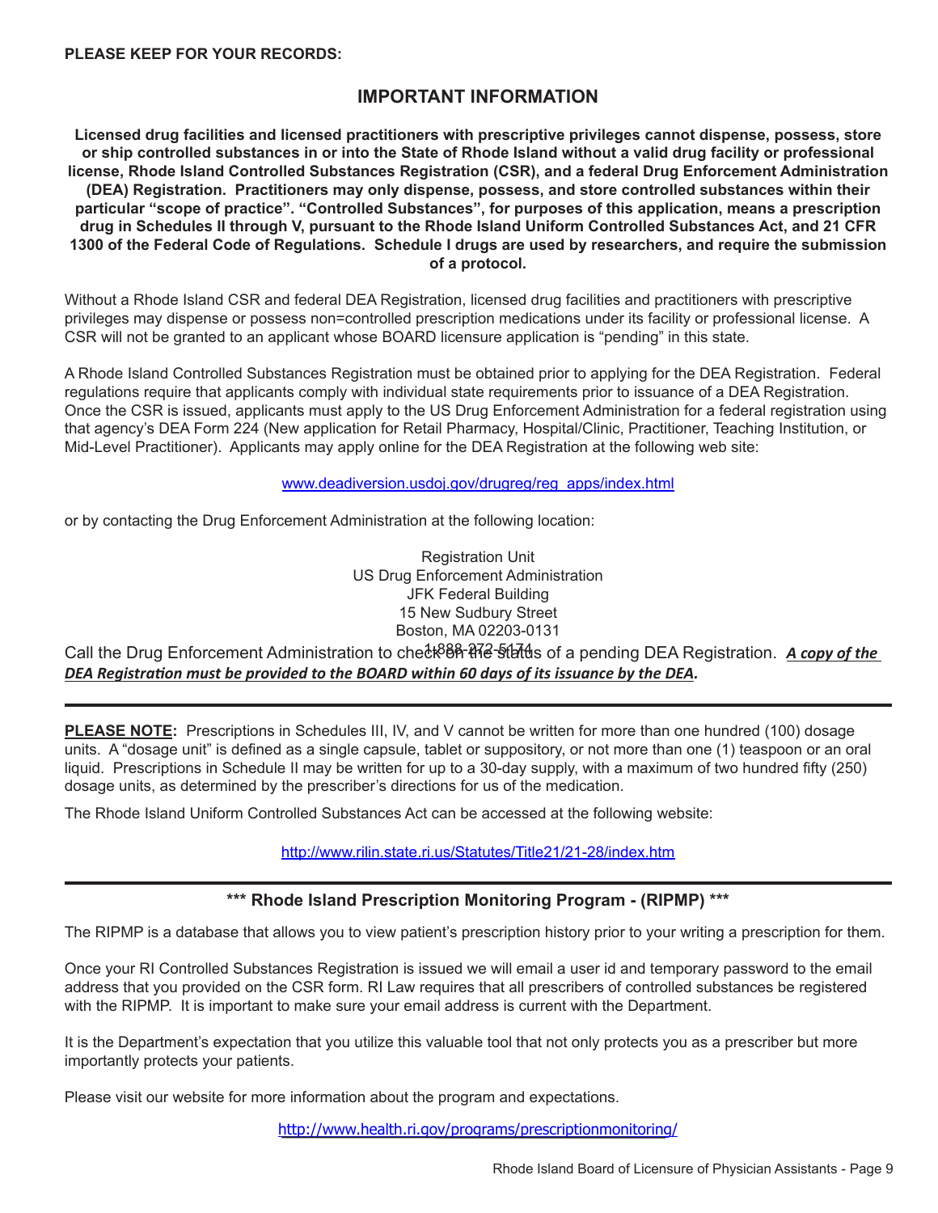**PLEASE KEEP FOR YOUR RECORDS:**

## IMPORTANT INFORMATION

**Licensed drug facilities and licensed practitioners with prescriptive privileges cannot dispense, possess, store or ship controlled substances in or into the State of Rhode Island without a valid drug facility or professional license, Rhode Island Controlled Substances Registration (CSR), and a federal Drug Enforcement Administration (DEA) Registration. Practitioners may only dispense, possess, and store controlled substances within their particular "scope of practice". "Controlled Substances", for purposes of this application, means a prescription drug in Schedules II through V, pursuant to the Rhode Island Uniform Controlled Substances Act, and 21 CFR 1300 of the Federal Code of Regulations. Schedule I drugs are used by researchers, and require the submission of a protocol.**

Without a Rhode Island CSR and federal DEA Registration, licensed drug facilities and practitioners with prescriptive privileges may dispense or possess non=controlled prescription medications under its facility or professional license. A CSR will not be granted to an applicant whose BOARD licensure application is "pending" in this state.

A Rhode Island Controlled Substances Registration must be obtained prior to applying for the DEA Registration. Federal regulations require that applicants comply with individual state requirements prior to issuance of a DEA Registration. Once the CSR is issued, applicants must apply to the US Drug Enforcement Administration for a federal registration using that agency's DEA Form 224 (New application for Retail Pharmacy, Hospital/Clinic, Practitioner, Teaching Institution, or Mid-Level Practitioner). Applicants may apply online for the DEA Registration at the following web site:

www.deadiversion.usdoj.gov/drugreg/reg_apps/index.html

or by contacting the Drug Enforcement Administration at the following location:

Registration Unit
US Drug Enforcement Administration
JFK Federal Building
15 New Sudbury Street
Boston, MA 02203-0131
1-888-272-5174

Call the Drug Enforcement Administration to check on the status of a pending DEA Registration. ***A copy of the DEA Registration must be provided to the BOARD within 60 days of its issuance by the DEA.***

---

**PLEASE NOTE:** Prescriptions in Schedules III, IV, and V cannot be written for more than one hundred (100) dosage units. A "dosage unit" is defined as a single capsule, tablet or suppository, or not more than one (1) teaspoon or an oral liquid. Prescriptions in Schedule II may be written for up to a 30-day supply, with a maximum of two hundred fifty (250) dosage units, as determined by the prescriber's directions for us of the medication.

The Rhode Island Uniform Controlled Substances Act can be accessed at the following website:

http://www.rilin.state.ri.us/Statutes/Title21/21-28/index.htm

---

### *** Rhode Island Prescription Monitoring Program - (RIPMP) ***

The RIPMP is a database that allows you to view patient's prescription history prior to your writing a prescription for them.

Once your RI Controlled Substances Registration is issued we will email a user id and temporary password to the email address that you provided on the CSR form. RI Law requires that all prescribers of controlled substances be registered with the RIPMP. It is important to make sure your email address is current with the Department.

It is the Department's expectation that you utilize this valuable tool that not only protects you as a prescriber but more importantly protects your patients.

Please visit our website for more information about the program and expectations.

http://www.health.ri.gov/programs/prescriptionmonitoring/